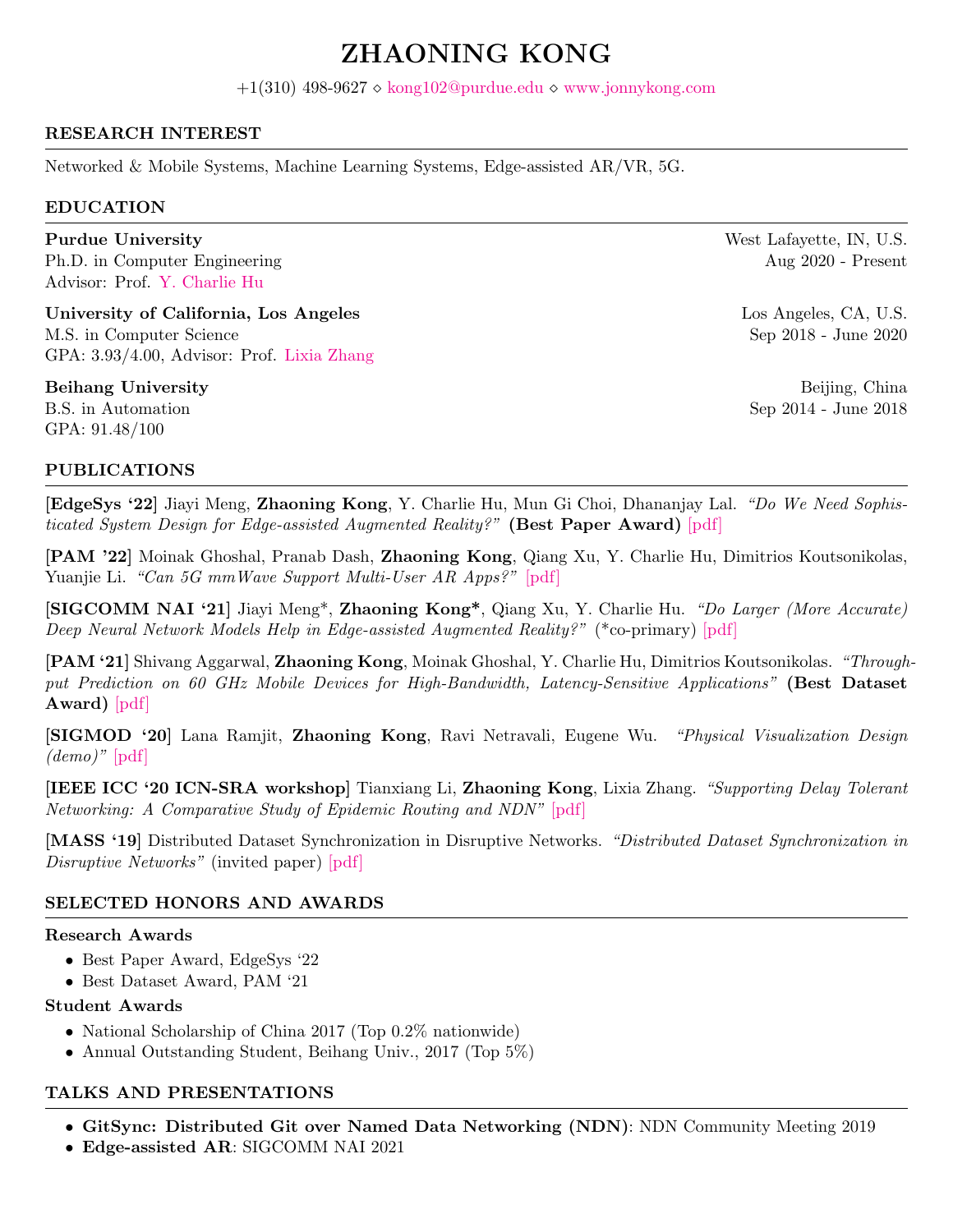# ZHAONING KONG

+1(310) 498-9627 ⋄ kong102@purdue.edu ⋄ www.jonnykong.com

## RESEARCH INTEREST

Networked & Mobile Systems, Machine Learning Systems, Edge-assisted AR/VR, 5G.

## EDUCATION

**Purdue University** — West Lafayette, IN, U.S.
Ph.D. in Computer Engineering — Aug 2020 - Present
Advisor: Prof. Y. Charlie Hu

**University of California, Los Angeles** — Los Angeles, CA, U.S.
M.S. in Computer Science — Sep 2018 - June 2020
GPA: 3.93/4.00, Advisor: Prof. Lixia Zhang

**Beihang University** — Beijing, China
B.S. in Automation — Sep 2014 - June 2018
GPA: 91.48/100

## PUBLICATIONS

[**EdgeSys '22**] Jiayi Meng, **Zhaoning Kong**, Y. Charlie Hu, Mun Gi Choi, Dhananjay Lal. *"Do We Need Sophisticated System Design for Edge-assisted Augmented Reality?"* **(Best Paper Award)** [pdf]

[**PAM '22**] Moinak Ghoshal, Pranab Dash, **Zhaoning Kong**, Qiang Xu, Y. Charlie Hu, Dimitrios Koutsonikolas, Yuanjie Li. *"Can 5G mmWave Support Multi-User AR Apps?"* [pdf]

[**SIGCOMM NAI '21**] Jiayi Meng*, **Zhaoning Kong***, Qiang Xu, Y. Charlie Hu. *"Do Larger (More Accurate) Deep Neural Network Models Help in Edge-assisted Augmented Reality?"* (*co-primary) [pdf]

[**PAM '21**] Shivang Aggarwal, **Zhaoning Kong**, Moinak Ghoshal, Y. Charlie Hu, Dimitrios Koutsonikolas. *"Throughput Prediction on 60 GHz Mobile Devices for High-Bandwidth, Latency-Sensitive Applications"* **(Best Dataset Award)** [pdf]

[**SIGMOD '20**] Lana Ramjit, **Zhaoning Kong**, Ravi Netravali, Eugene Wu. *"Physical Visualization Design (demo)"* [pdf]

[**IEEE ICC '20 ICN-SRA workshop**] Tianxiang Li, **Zhaoning Kong**, Lixia Zhang. *"Supporting Delay Tolerant Networking: A Comparative Study of Epidemic Routing and NDN"* [pdf]

[**MASS '19**] Distributed Dataset Synchronization in Disruptive Networks. *"Distributed Dataset Synchronization in Disruptive Networks"* (invited paper) [pdf]

## SELECTED HONORS AND AWARDS

**Research Awards**

- Best Paper Award, EdgeSys '22
- Best Dataset Award, PAM '21

**Student Awards**

- National Scholarship of China 2017 (Top 0.2% nationwide)
- Annual Outstanding Student, Beihang Univ., 2017 (Top 5%)

## TALKS AND PRESENTATIONS

- **GitSync: Distributed Git over Named Data Networking (NDN)**: NDN Community Meeting 2019
- **Edge-assisted AR**: SIGCOMM NAI 2021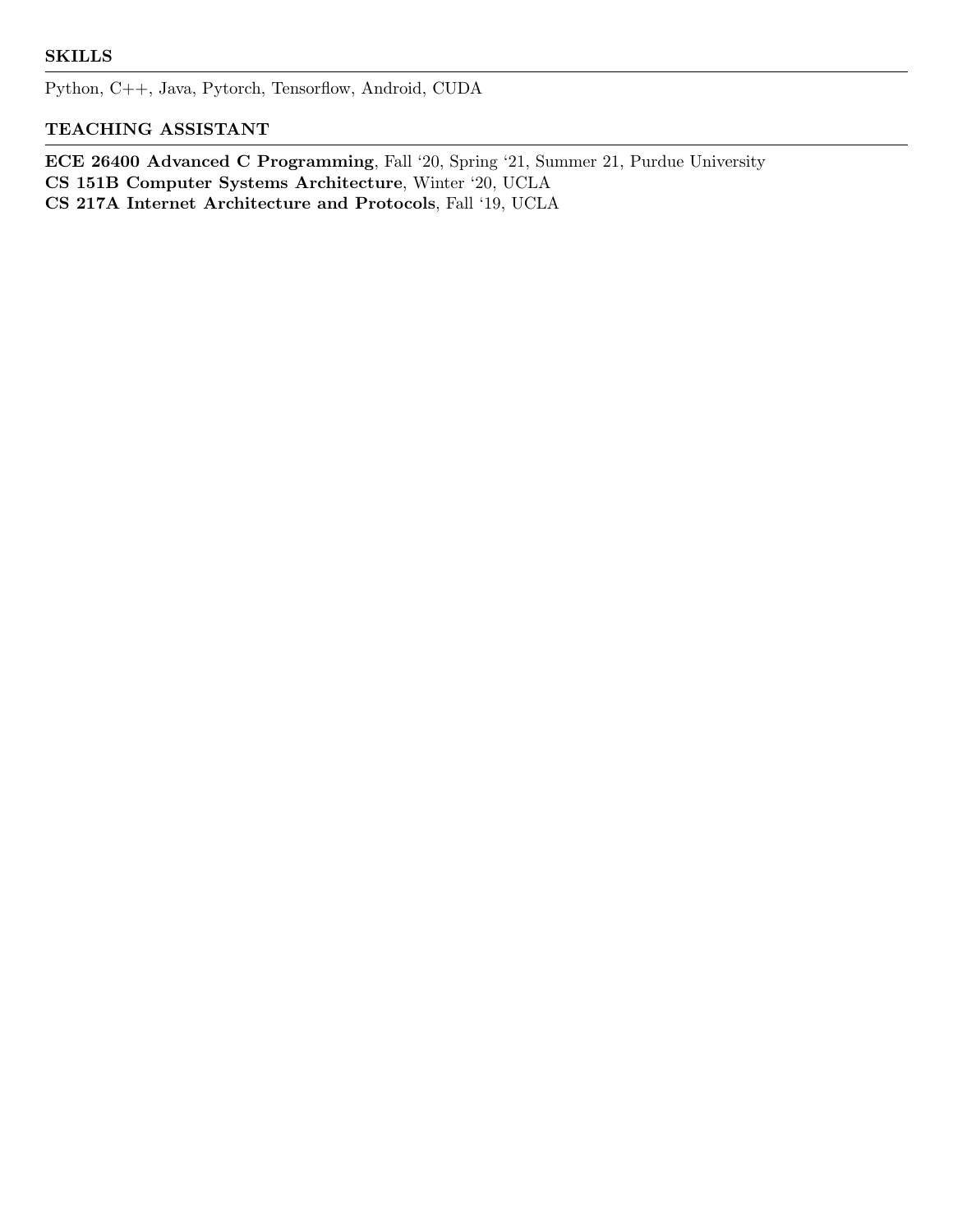## SKILLS

Python, C++, Java, Pytorch, Tensorflow, Android, CUDA

## TEACHING ASSISTANT

**ECE 26400 Advanced C Programming**, Fall '20, Spring '21, Summer 21, Purdue University
**CS 151B Computer Systems Architecture**, Winter '20, UCLA
**CS 217A Internet Architecture and Protocols**, Fall '19, UCLA